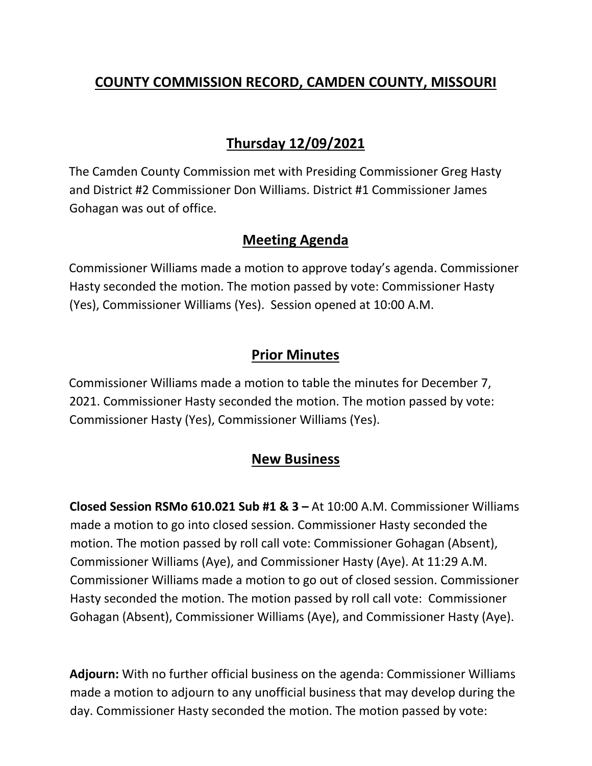# COUNTY COMMISSION RECORD, CAMDEN COUNTY, MISSOURI

## Thursday 12/09/2021

The Camden County Commission met with Presiding Commissioner Greg Hasty and District #2 Commissioner Don Williams. District #1 Commissioner James Gohagan was out of office.

## Meeting Agenda

Commissioner Williams made a motion to approve today's agenda. Commissioner Hasty seconded the motion. The motion passed by vote: Commissioner Hasty (Yes), Commissioner Williams (Yes). Session opened at 10:00 A.M.

## Prior Minutes

Commissioner Williams made a motion to table the minutes for December 7, 2021. Commissioner Hasty seconded the motion. The motion passed by vote: Commissioner Hasty (Yes), Commissioner Williams (Yes).

## New Business

**Closed Session RSMo 610.021 Sub #1 & 3 –** At 10:00 A.M. Commissioner Williams made a motion to go into closed session. Commissioner Hasty seconded the motion. The motion passed by roll call vote: Commissioner Gohagan (Absent), Commissioner Williams (Aye), and Commissioner Hasty (Aye). At 11:29 A.M. Commissioner Williams made a motion to go out of closed session. Commissioner Hasty seconded the motion. The motion passed by roll call vote: Commissioner Gohagan (Absent), Commissioner Williams (Aye), and Commissioner Hasty (Aye).

**Adjourn:** With no further official business on the agenda: Commissioner Williams made a motion to adjourn to any unofficial business that may develop during the day. Commissioner Hasty seconded the motion. The motion passed by vote: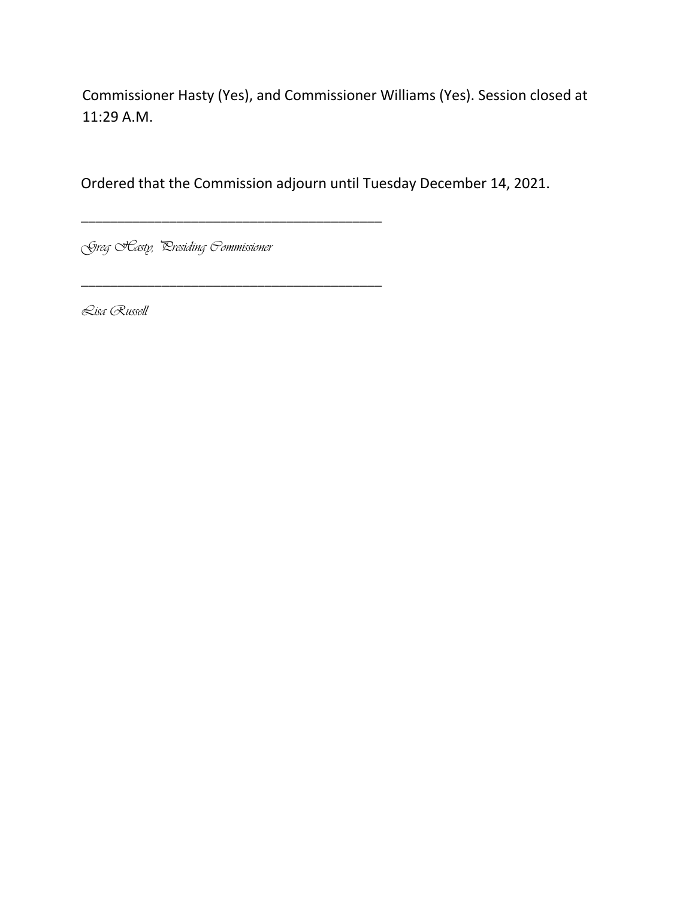Commissioner Hasty (Yes), and Commissioner Williams (Yes). Session closed at 11:29 A.M.

Ordered that the Commission adjourn until Tuesday December 14, 2021.

_________________________________________

*Greg Hasty, Presiding Commissioner*

_________________________________________

*Lisa Russell*